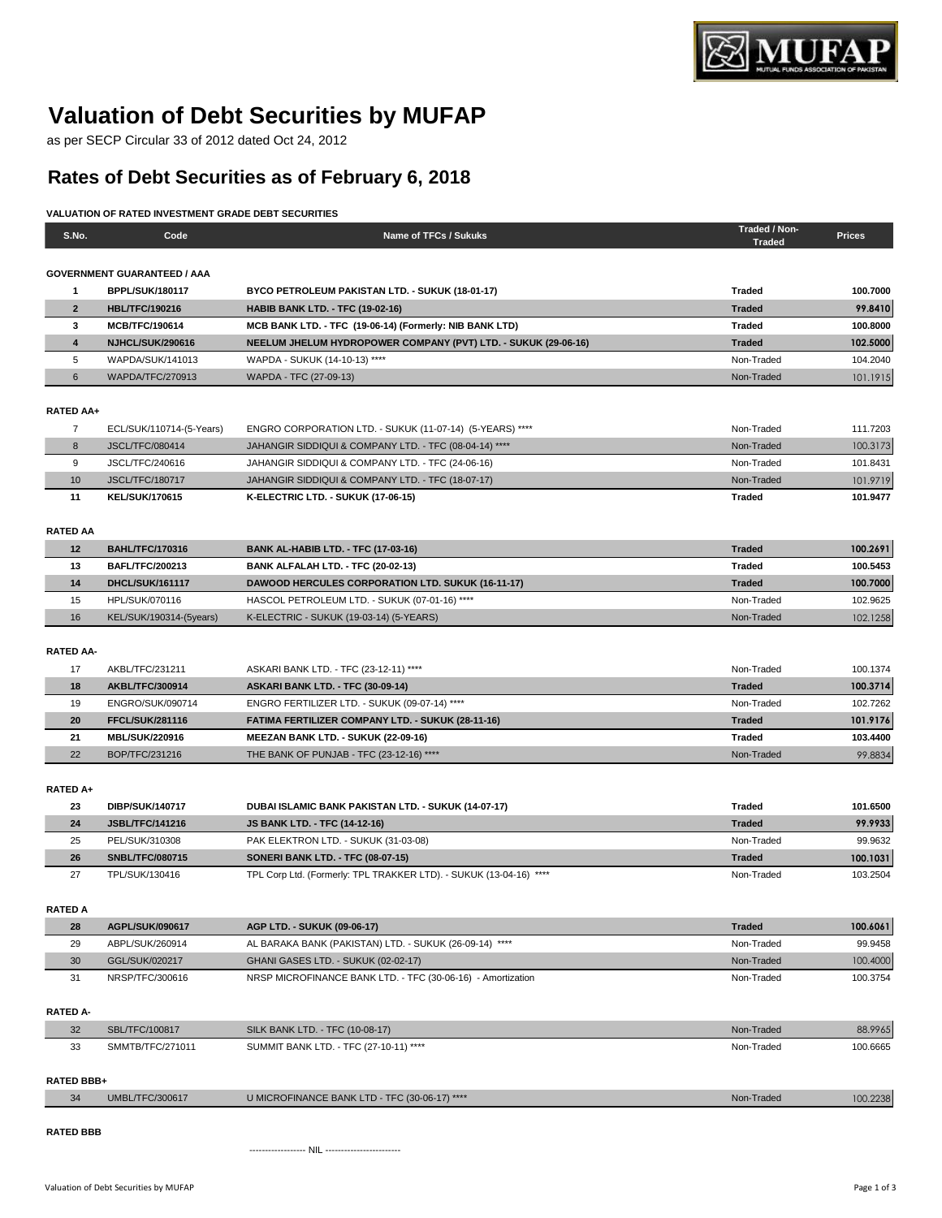# Valuation of Debt Securities by MUFAP

as per SECP Circular 33 of 2012 dated Oct 24, 2012

## Rates of Debt Securities as of February 6, 2018

**VALUATION OF RATED INVESTMENT GRADE DEBT SECURITIES**

| S.No. | Code | Name of TFCs / Sukuks | Traded / Non-Traded | Prices |
|---|---|---|---|---|
| **GOVERNMENT GUARANTEED / AAA** | | | | |
| **1** | **BPPL/SUK/180117** | **BYCO PETROLEUM PAKISTAN LTD. - SUKUK (18-01-17)** | **Traded** | **100.7000** |
| **2** | **HBL/TFC/190216** | **HABIB BANK LTD. - TFC (19-02-16)** | **Traded** | **99.8410** |
| **3** | **MCB/TFC/190614** | **MCB BANK LTD. - TFC (19-06-14) (Formerly: NIB BANK LTD)** | **Traded** | **100.8000** |
| **4** | **NJHCL/SUK/290616** | **NEELUM JHELUM HYDROPOWER COMPANY (PVT) LTD. - SUKUK (29-06-16)** | **Traded** | **102.5000** |
| 5 | WAPDA/SUK/141013 | WAPDA - SUKUK (14-10-13) **** | Non-Traded | 104.2040 |
| 6 | WAPDA/TFC/270913 | WAPDA - TFC (27-09-13) | Non-Traded | 101.1915 |
| **RATED AA+** | | | | |
| 7 | ECL/SUK/110714-(5-Years) | ENGRO CORPORATION LTD. - SUKUK (11-07-14) (5-YEARS) **** | Non-Traded | 111.7203 |
| 8 | JSCL/TFC/080414 | JAHANGIR SIDDIQUI & COMPANY LTD. - TFC (08-04-14) **** | Non-Traded | 100.3173 |
| 9 | JSCL/TFC/240616 | JAHANGIR SIDDIQUI & COMPANY LTD. - TFC (24-06-16) | Non-Traded | 101.8431 |
| 10 | JSCL/TFC/180717 | JAHANGIR SIDDIQUI & COMPANY LTD. - TFC (18-07-17) | Non-Traded | 101.9719 |
| **11** | **KEL/SUK/170615** | **K-ELECTRIC LTD. - SUKUK (17-06-15)** | **Traded** | **101.9477** |
| **RATED AA** | | | | |
| **12** | **BAHL/TFC/170316** | **BANK AL-HABIB LTD. - TFC (17-03-16)** | **Traded** | **100.2691** |
| **13** | **BAFL/TFC/200213** | **BANK ALFALAH LTD. - TFC (20-02-13)** | **Traded** | **100.5453** |
| **14** | **DHCL/SUK/161117** | **DAWOOD HERCULES CORPORATION LTD. SUKUK (16-11-17)** | **Traded** | **100.7000** |
| 15 | HPL/SUK/070116 | HASCOL PETROLEUM LTD. - SUKUK (07-01-16) **** | Non-Traded | 102.9625 |
| 16 | KEL/SUK/190314-(5years) | K-ELECTRIC - SUKUK (19-03-14) (5-YEARS) | Non-Traded | 102.1258 |
| **RATED AA-** | | | | |
| 17 | AKBL/TFC/231211 | ASKARI BANK LTD. - TFC (23-12-11) **** | Non-Traded | 100.1374 |
| **18** | **AKBL/TFC/300914** | **ASKARI BANK LTD. - TFC (30-09-14)** | **Traded** | **100.3714** |
| 19 | ENGRO/SUK/090714 | ENGRO FERTILIZER LTD. - SUKUK (09-07-14) **** | Non-Traded | 102.7262 |
| **20** | **FFCL/SUK/281116** | **FATIMA FERTILIZER COMPANY LTD. - SUKUK (28-11-16)** | **Traded** | **101.9176** |
| **21** | **MBL/SUK/220916** | **MEEZAN BANK LTD. - SUKUK (22-09-16)** | **Traded** | **103.4400** |
| 22 | BOP/TFC/231216 | THE BANK OF PUNJAB - TFC (23-12-16) **** | Non-Traded | 99.8834 |
| **RATED A+** | | | | |
| **23** | **DIBP/SUK/140717** | **DUBAI ISLAMIC BANK PAKISTAN LTD. - SUKUK (14-07-17)** | **Traded** | **101.6500** |
| **24** | **JSBL/TFC/141216** | **JS BANK LTD. - TFC (14-12-16)** | **Traded** | **99.9933** |
| 25 | PEL/SUK/310308 | PAK ELEKTRON LTD. - SUKUK (31-03-08) | Non-Traded | 99.9632 |
| **26** | **SNBL/TFC/080715** | **SONERI BANK LTD. - TFC (08-07-15)** | **Traded** | **100.1031** |
| 27 | TPL/SUK/130416 | TPL Corp Ltd. (Formerly: TPL TRAKKER LTD). - SUKUK (13-04-16) **** | Non-Traded | 103.2504 |
| **RATED A** | | | | |
| **28** | **AGPL/SUK/090617** | **AGP LTD. - SUKUK (09-06-17)** | **Traded** | **100.6061** |
| 29 | ABPL/SUK/260914 | AL BARAKA BANK (PAKISTAN) LTD. - SUKUK (26-09-14) **** | Non-Traded | 99.9458 |
| 30 | GGL/SUK/020217 | GHANI GASES LTD. - SUKUK (02-02-17) | Non-Traded | 100.4000 |
| 31 | NRSP/TFC/300616 | NRSP MICROFINANCE BANK LTD. - TFC (30-06-16) - Amortization | Non-Traded | 100.3754 |
| **RATED A-** | | | | |
| 32 | SBL/TFC/100817 | SILK BANK LTD. - TFC (10-08-17) | Non-Traded | 88.9965 |
| 33 | SMMTB/TFC/271011 | SUMMIT BANK LTD. - TFC (27-10-11) **** | Non-Traded | 100.6665 |
| **RATED BBB+** | | | | |
| 34 | UMBL/TFC/300617 | U MICROFINANCE BANK LTD - TFC (30-06-17) **** | Non-Traded | 100.2238 |
| **RATED BBB** | | | | |
| | | ----------------- NIL ----------------------- | | |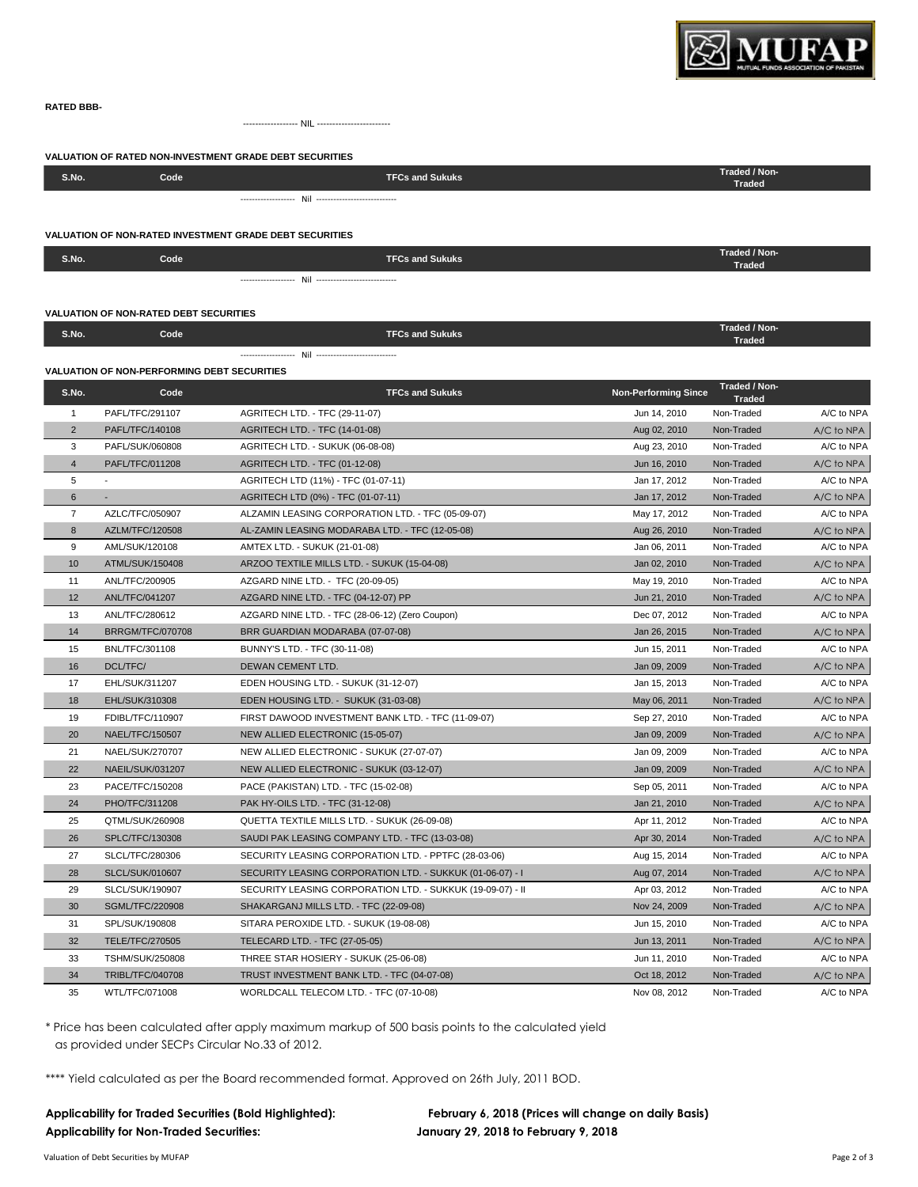**RATED BBB-**

----------------- NIL -----------------------

**VALUATION OF RATED NON-INVESTMENT GRADE DEBT SECURITIES**

| S.No. | Code | TFCs and Sukuks | Traded / Non-Traded |
|---|---|---|---|

------------------ Nil ---------------------------

**VALUATION OF NON-RATED INVESTMENT GRADE DEBT SECURITIES**

| S.No. | Code | TFCs and Sukuks | Traded / Non-Traded |
|---|---|---|---|

------------------ Nil ---------------------------

**VALUATION OF NON-RATED DEBT SECURITIES**

| S.No. | Code | TFCs and Sukuks | Traded / Non-Traded |
|---|---|---|---|

------------------ Nil ---------------------------

**VALUATION OF NON-PERFORMING DEBT SECURITIES**

| S.No. | Code | TFCs and Sukuks | Non-Performing Since | Traded / Non-Traded | |
|---|---|---|---|---|---|
| 1 | PAFL/TFC/291107 | AGRITECH LTD. - TFC (29-11-07) | Jun 14, 2010 | Non-Traded | A/C to NPA |
| 2 | PAFL/TFC/140108 | AGRITECH LTD. - TFC (14-01-08) | Aug 02, 2010 | Non-Traded | A/C to NPA |
| 3 | PAFL/SUK/060808 | AGRITECH LTD. - SUKUK (06-08-08) | Aug 23, 2010 | Non-Traded | A/C to NPA |
| 4 | PAFL/TFC/011208 | AGRITECH LTD. - TFC (01-12-08) | Jun 16, 2010 | Non-Traded | A/C to NPA |
| 5 | - | AGRITECH LTD (11%) - TFC (01-07-11) | Jan 17, 2012 | Non-Traded | A/C to NPA |
| 6 | - | AGRITECH LTD (0%) - TFC (01-07-11) | Jan 17, 2012 | Non-Traded | A/C to NPA |
| 7 | AZLC/TFC/050907 | ALZAMIN LEASING CORPORATION LTD. - TFC (05-09-07) | May 17, 2012 | Non-Traded | A/C to NPA |
| 8 | AZLM/TFC/120508 | AL-ZAMIN LEASING MODARABA LTD. - TFC (12-05-08) | Aug 26, 2010 | Non-Traded | A/C to NPA |
| 9 | AML/SUK/120108 | AMTEX LTD. - SUKUK (21-01-08) | Jan 06, 2011 | Non-Traded | A/C to NPA |
| 10 | ATML/SUK/150408 | ARZOO TEXTILE MILLS LTD. - SUKUK (15-04-08) | Jan 02, 2010 | Non-Traded | A/C to NPA |
| 11 | ANL/TFC/200905 | AZGARD NINE LTD. - TFC (20-09-05) | May 19, 2010 | Non-Traded | A/C to NPA |
| 12 | ANL/TFC/041207 | AZGARD NINE LTD. - TFC (04-12-07) PP | Jun 21, 2010 | Non-Traded | A/C to NPA |
| 13 | ANL/TFC/280612 | AZGARD NINE LTD. - TFC (28-06-12) (Zero Coupon) | Dec 07, 2012 | Non-Traded | A/C to NPA |
| 14 | BRRGM/TFC/070708 | BRR GUARDIAN MODARABA (07-07-08) | Jan 26, 2015 | Non-Traded | A/C to NPA |
| 15 | BNL/TFC/301108 | BUNNY'S LTD. - TFC (30-11-08) | Jun 15, 2011 | Non-Traded | A/C to NPA |
| 16 | DCL/TFC/ | DEWAN CEMENT LTD. | Jan 09, 2009 | Non-Traded | A/C to NPA |
| 17 | EHL/SUK/311207 | EDEN HOUSING LTD. - SUKUK (31-12-07) | Jan 15, 2013 | Non-Traded | A/C to NPA |
| 18 | EHL/SUK/310308 | EDEN HOUSING LTD. - SUKUK (31-03-08) | May 06, 2011 | Non-Traded | A/C to NPA |
| 19 | FDIBL/TFC/110907 | FIRST DAWOOD INVESTMENT BANK LTD. - TFC (11-09-07) | Sep 27, 2010 | Non-Traded | A/C to NPA |
| 20 | NAEL/TFC/150507 | NEW ALLIED ELECTRONIC (15-05-07) | Jan 09, 2009 | Non-Traded | A/C to NPA |
| 21 | NAEL/SUK/270707 | NEW ALLIED ELECTRONIC - SUKUK (27-07-07) | Jan 09, 2009 | Non-Traded | A/C to NPA |
| 22 | NAEIL/SUK/031207 | NEW ALLIED ELECTRONIC - SUKUK (03-12-07) | Jan 09, 2009 | Non-Traded | A/C to NPA |
| 23 | PACE/TFC/150208 | PACE (PAKISTAN) LTD. - TFC (15-02-08) | Sep 05, 2011 | Non-Traded | A/C to NPA |
| 24 | PHO/TFC/311208 | PAK HY-OILS LTD. - TFC (31-12-08) | Jan 21, 2010 | Non-Traded | A/C to NPA |
| 25 | QTML/SUK/260908 | QUETTA TEXTILE MILLS LTD. - SUKUK (26-09-08) | Apr 11, 2012 | Non-Traded | A/C to NPA |
| 26 | SPLC/TFC/130308 | SAUDI PAK LEASING COMPANY LTD. - TFC (13-03-08) | Apr 30, 2014 | Non-Traded | A/C to NPA |
| 27 | SLCL/TFC/280306 | SECURITY LEASING CORPORATION LTD. - PPTFC (28-03-06) | Aug 15, 2014 | Non-Traded | A/C to NPA |
| 28 | SLCL/SUK/010607 | SECURITY LEASING CORPORATION LTD. - SUKKUK (01-06-07) - I | Aug 07, 2014 | Non-Traded | A/C to NPA |
| 29 | SLCL/SUK/190907 | SECURITY LEASING CORPORATION LTD. - SUKKUK (19-09-07) - II | Apr 03, 2012 | Non-Traded | A/C to NPA |
| 30 | SGML/TFC/220908 | SHAKARGANJ MILLS LTD. - TFC (22-09-08) | Nov 24, 2009 | Non-Traded | A/C to NPA |
| 31 | SPL/SUK/190808 | SITARA PEROXIDE LTD. - SUKUK (19-08-08) | Jun 15, 2010 | Non-Traded | A/C to NPA |
| 32 | TELE/TFC/270505 | TELECARD LTD. - TFC (27-05-05) | Jun 13, 2011 | Non-Traded | A/C to NPA |
| 33 | TSHM/SUK/250808 | THREE STAR HOSIERY - SUKUK (25-06-08) | Jun 11, 2010 | Non-Traded | A/C to NPA |
| 34 | TRIBL/TFC/040708 | TRUST INVESTMENT BANK LTD. - TFC (04-07-08) | Oct 18, 2012 | Non-Traded | A/C to NPA |
| 35 | WTL/TFC/071008 | WORLDCALL TELECOM LTD. - TFC (07-10-08) | Nov 08, 2012 | Non-Traded | A/C to NPA |

* Price has been calculated after apply maximum markup of 500 basis points to the calculated yield as provided under SECPs Circular No.33 of 2012.

**** Yield calculated as per the Board recommended format. Approved on 26th July, 2011 BOD.

**Applicability for Traded Securities (Bold Highlighted):** **February 6, 2018 (Prices will change on daily Basis)**

**Applicability for Non-Traded Securities:** **January 29, 2018 to February 9, 2018**

Valuation of Debt Securities by MUFAP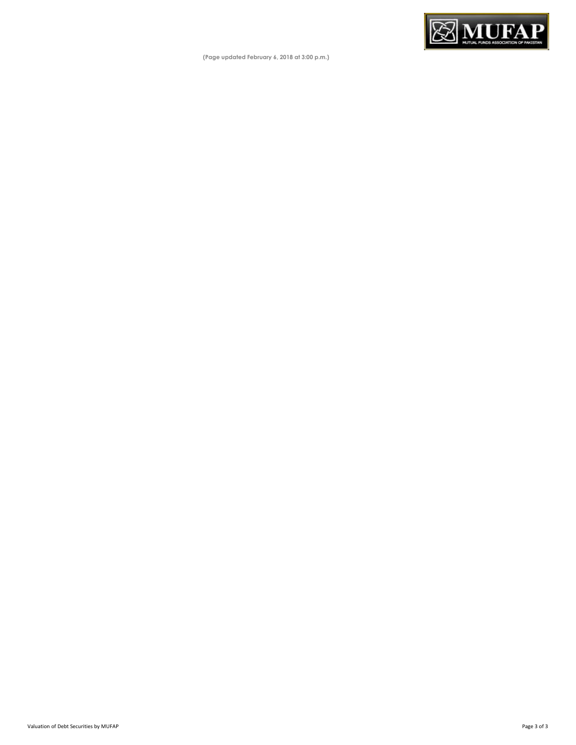(Page updated February 6, 2018 at 3:00 p.m.)